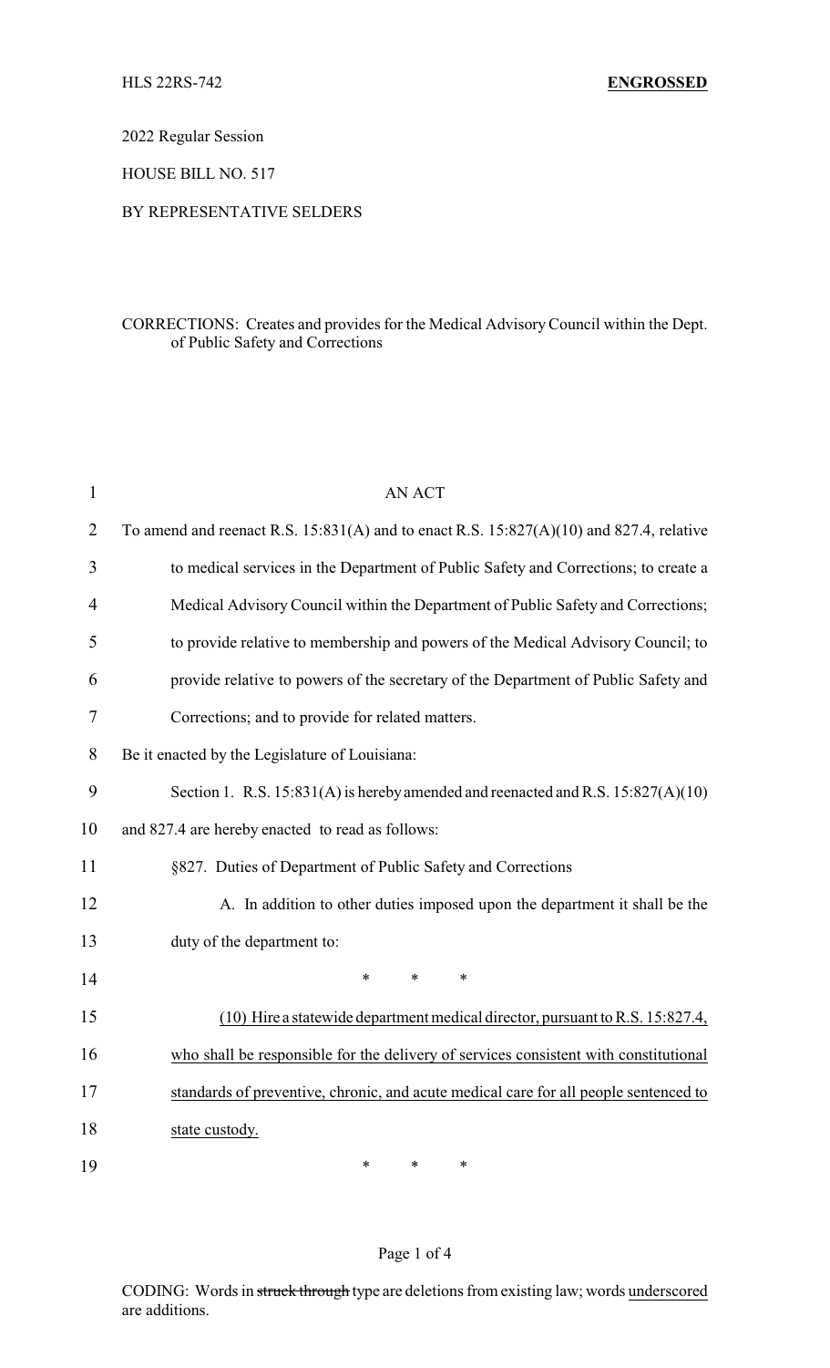HLS 22RS-742 **ENGROSSED**

2022 Regular Session

HOUSE BILL NO. 517

BY REPRESENTATIVE SELDERS

CORRECTIONS: Creates and provides for the Medical Advisory Council within the Dept. of Public Safety and Corrections

AN ACT

To amend and reenact R.S. 15:831(A) and to enact R.S. 15:827(A)(10) and 827.4, relative to medical services in the Department of Public Safety and Corrections; to create a Medical Advisory Council within the Department of Public Safety and Corrections; to provide relative to membership and powers of the Medical Advisory Council; to provide relative to powers of the secretary of the Department of Public Safety and Corrections; and to provide for related matters.

Be it enacted by the Legislature of Louisiana:

Section 1. R.S. 15:831(A) is hereby amended and reenacted and R.S. 15:827(A)(10) and 827.4 are hereby enacted to read as follows:

§827. Duties of Department of Public Safety and Corrections

A. In addition to other duties imposed upon the department it shall be the duty of the department to:

\* \* \*

<u>(10) Hire a statewide department medical director, pursuant to R.S. 15:827.4, who shall be responsible for the delivery of services consistent with constitutional standards of preventive, chronic, and acute medical care for all people sentenced to state custody.</u>

\* \* \*

CODING: Words in ~~struck through~~ type are deletions from existing law; words <u>underscored</u> are additions.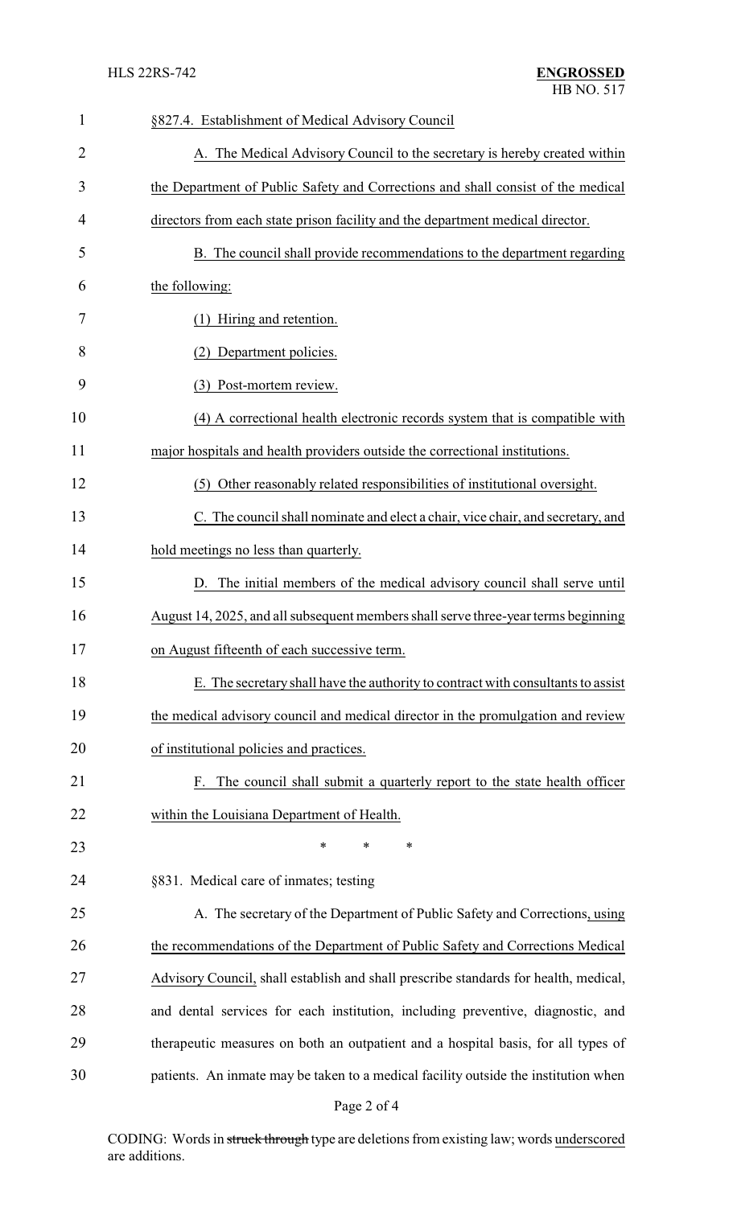§827.4. Establishment of Medical Advisory Council

A. The Medical Advisory Council to the secretary is hereby created within the Department of Public Safety and Corrections and shall consist of the medical directors from each state prison facility and the department medical director.

B. The council shall provide recommendations to the department regarding the following:

(1) Hiring and retention.

(2) Department policies.

(3) Post-mortem review.

(4) A correctional health electronic records system that is compatible with major hospitals and health providers outside the correctional institutions.

(5) Other reasonably related responsibilities of institutional oversight.

C. The council shall nominate and elect a chair, vice chair, and secretary, and hold meetings no less than quarterly.

D. The initial members of the medical advisory council shall serve until August 14, 2025, and all subsequent members shall serve three-year terms beginning on August fifteenth of each successive term.

E. The secretary shall have the authority to contract with consultants to assist the medical advisory council and medical director in the promulgation and review of institutional policies and practices.

F. The council shall submit a quarterly report to the state health officer within the Louisiana Department of Health.

\* \* \*

§831. Medical care of inmates; testing

A. The secretary of the Department of Public Safety and Corrections, using the recommendations of the Department of Public Safety and Corrections Medical Advisory Council, shall establish and shall prescribe standards for health, medical, and dental services for each institution, including preventive, diagnostic, and therapeutic measures on both an outpatient and a hospital basis, for all types of patients. An inmate may be taken to a medical facility outside the institution when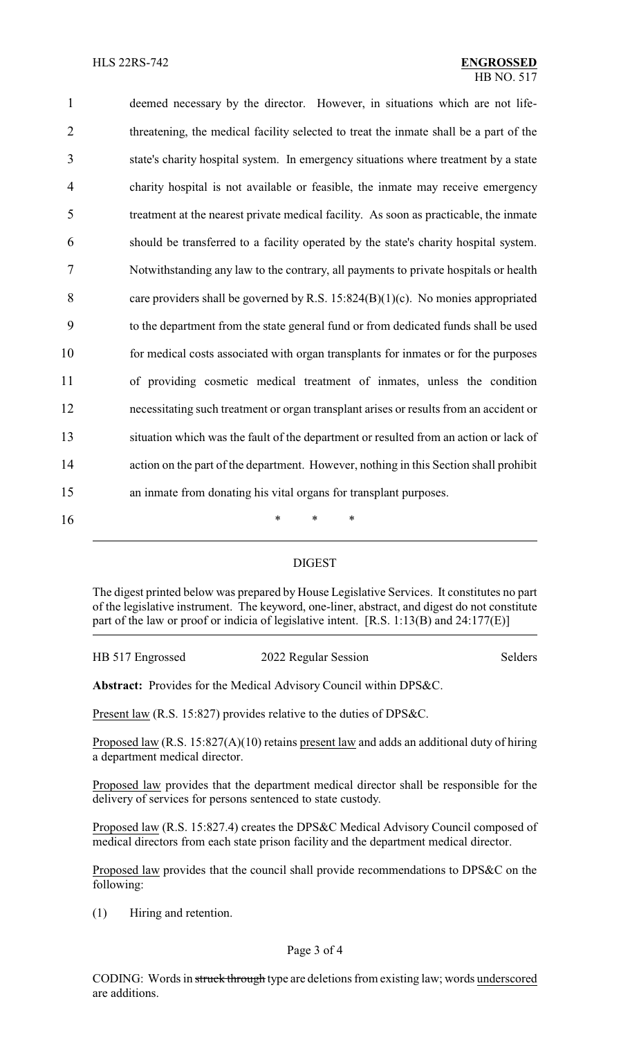deemed necessary by the director. However, in situations which are not life-threatening, the medical facility selected to treat the inmate shall be a part of the state's charity hospital system. In emergency situations where treatment by a state charity hospital is not available or feasible, the inmate may receive emergency treatment at the nearest private medical facility. As soon as practicable, the inmate should be transferred to a facility operated by the state's charity hospital system. Notwithstanding any law to the contrary, all payments to private hospitals or health care providers shall be governed by R.S. 15:824(B)(1)(c). No monies appropriated to the department from the state general fund or from dedicated funds shall be used for medical costs associated with organ transplants for inmates or for the purposes of providing cosmetic medical treatment of inmates, unless the condition necessitating such treatment or organ transplant arises or results from an accident or situation which was the fault of the department or resulted from an action or lack of action on the part of the department. However, nothing in this Section shall prohibit an inmate from donating his vital organs for transplant purposes.

\* \* \*

## DIGEST

The digest printed below was prepared by House Legislative Services. It constitutes no part of the legislative instrument. The keyword, one-liner, abstract, and digest do not constitute part of the law or proof or indicia of legislative intent. [R.S. 1:13(B) and 24:177(E)]

HB 517 Engrossed 2022 Regular Session Selders

**Abstract:** Provides for the Medical Advisory Council within DPS&C.

Present law (R.S. 15:827) provides relative to the duties of DPS&C.

Proposed law (R.S. 15:827(A)(10) retains present law and adds an additional duty of hiring a department medical director.

Proposed law provides that the department medical director shall be responsible for the delivery of services for persons sentenced to state custody.

Proposed law (R.S. 15:827.4) creates the DPS&C Medical Advisory Council composed of medical directors from each state prison facility and the department medical director.

Proposed law provides that the council shall provide recommendations to DPS&C on the following:

(1) Hiring and retention.

CODING: Words in ~~struck through~~ type are deletions from existing law; words underscored are additions.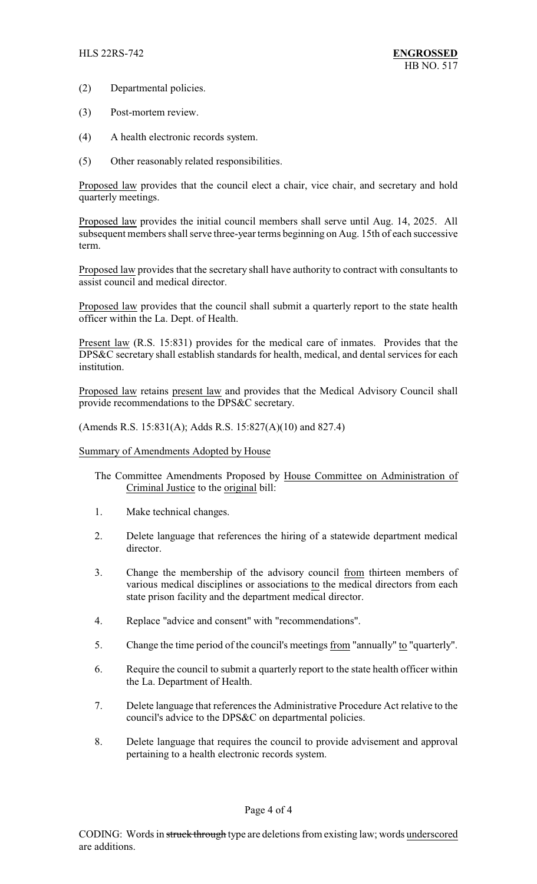(2) Departmental policies.

(3) Post-mortem review.

(4) A health electronic records system.

(5) Other reasonably related responsibilities.

Proposed law provides that the council elect a chair, vice chair, and secretary and hold quarterly meetings.

Proposed law provides the initial council members shall serve until Aug. 14, 2025. All subsequent members shall serve three-year terms beginning on Aug. 15th of each successive term.

Proposed law provides that the secretary shall have authority to contract with consultants to assist council and medical director.

Proposed law provides that the council shall submit a quarterly report to the state health officer within the La. Dept. of Health.

Present law (R.S. 15:831) provides for the medical care of inmates. Provides that the DPS&C secretary shall establish standards for health, medical, and dental services for each institution.

Proposed law retains present law and provides that the Medical Advisory Council shall provide recommendations to the DPS&C secretary.

(Amends R.S. 15:831(A); Adds R.S. 15:827(A)(10) and 827.4)

Summary of Amendments Adopted by House

The Committee Amendments Proposed by House Committee on Administration of Criminal Justice to the original bill:

1. Make technical changes.

2. Delete language that references the hiring of a statewide department medical director.

3. Change the membership of the advisory council from thirteen members of various medical disciplines or associations to the medical directors from each state prison facility and the department medical director.

4. Replace "advice and consent" with "recommendations".

5. Change the time period of the council's meetings from "annually" to "quarterly".

6. Require the council to submit a quarterly report to the state health officer within the La. Department of Health.

7. Delete language that references the Administrative Procedure Act relative to the council's advice to the DPS&C on departmental policies.

8. Delete language that requires the council to provide advisement and approval pertaining to a health electronic records system.